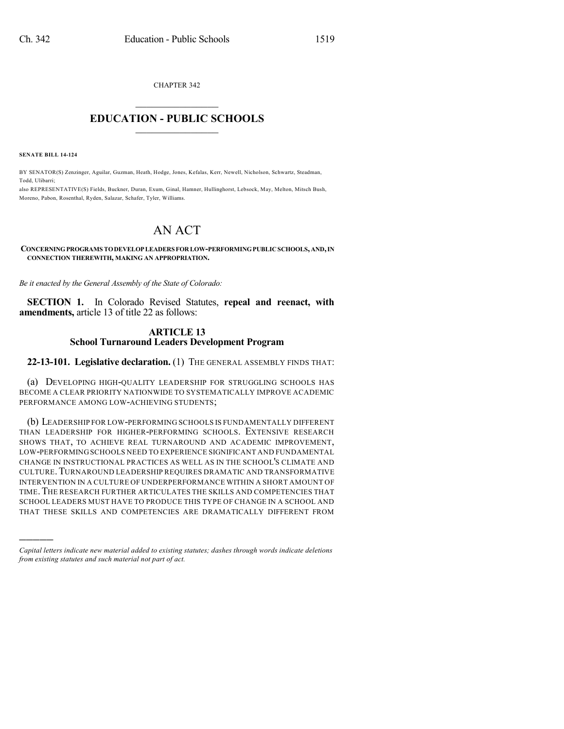CHAPTER 342

# EDUCATION - PUBLIC SCHOOLS

**SENATE BILL 14-124**

BY SENATOR(S) Zenzinger, Aguilar, Guzman, Heath, Hodge, Jones, Kefalas, Kerr, Newell, Nicholson, Schwartz, Steadman, Todd, Ulibarri;
also REPRESENTATIVE(S) Fields, Buckner, Duran, Exum, Ginal, Hamner, Hullinghorst, Lebsock, May, Melton, Mitsch Bush, Moreno, Pabon, Rosenthal, Ryden, Salazar, Schafer, Tyler, Williams.

# AN ACT

**CONCERNING PROGRAMS TO DEVELOP LEADERS FOR LOW-PERFORMING PUBLIC SCHOOLS, AND, IN CONNECTION THEREWITH, MAKING AN APPROPRIATION.**

*Be it enacted by the General Assembly of the State of Colorado:*

**SECTION 1.** In Colorado Revised Statutes, **repeal and reenact, with amendments,** article 13 of title 22 as follows:

## ARTICLE 13
## School Turnaround Leaders Development Program

**22-13-101. Legislative declaration.** (1) THE GENERAL ASSEMBLY FINDS THAT:

(a) DEVELOPING HIGH-QUALITY LEADERSHIP FOR STRUGGLING SCHOOLS HAS BECOME A CLEAR PRIORITY NATIONWIDE TO SYSTEMATICALLY IMPROVE ACADEMIC PERFORMANCE AMONG LOW-ACHIEVING STUDENTS;

(b) LEADERSHIP FOR LOW-PERFORMING SCHOOLS IS FUNDAMENTALLY DIFFERENT THAN LEADERSHIP FOR HIGHER-PERFORMING SCHOOLS. EXTENSIVE RESEARCH SHOWS THAT, TO ACHIEVE REAL TURNAROUND AND ACADEMIC IMPROVEMENT, LOW-PERFORMING SCHOOLS NEED TO EXPERIENCE SIGNIFICANT AND FUNDAMENTAL CHANGE IN INSTRUCTIONAL PRACTICES AS WELL AS IN THE SCHOOL'S CLIMATE AND CULTURE. TURNAROUND LEADERSHIP REQUIRES DRAMATIC AND TRANSFORMATIVE INTERVENTION IN A CULTURE OF UNDERPERFORMANCE WITHIN A SHORT AMOUNT OF TIME. THE RESEARCH FURTHER ARTICULATES THE SKILLS AND COMPETENCIES THAT SCHOOL LEADERS MUST HAVE TO PRODUCE THIS TYPE OF CHANGE IN A SCHOOL AND THAT THESE SKILLS AND COMPETENCIES ARE DRAMATICALLY DIFFERENT FROM

---

*Capital letters indicate new material added to existing statutes; dashes through words indicate deletions from existing statutes and such material not part of act.*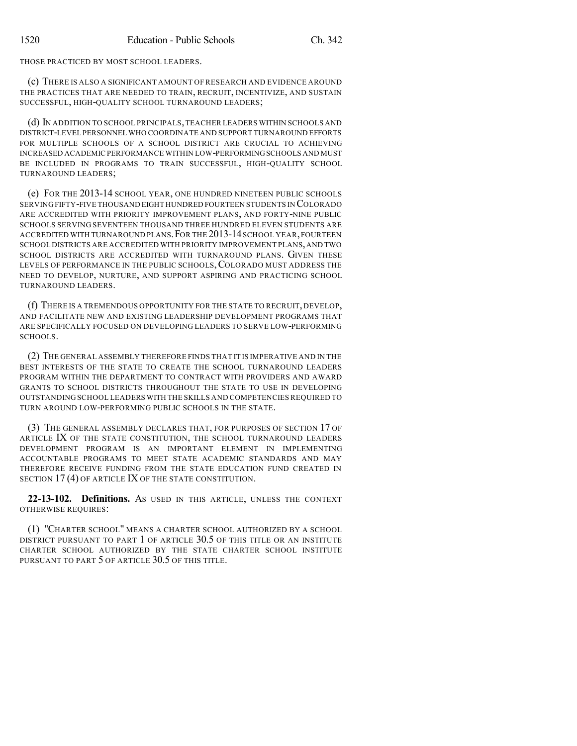THOSE PRACTICED BY MOST SCHOOL LEADERS.

(c) THERE IS ALSO A SIGNIFICANT AMOUNT OF RESEARCH AND EVIDENCE AROUND THE PRACTICES THAT ARE NEEDED TO TRAIN, RECRUIT, INCENTIVIZE, AND SUSTAIN SUCCESSFUL, HIGH-QUALITY SCHOOL TURNAROUND LEADERS;

(d) IN ADDITION TO SCHOOL PRINCIPALS, TEACHER LEADERS WITHIN SCHOOLS AND DISTRICT-LEVEL PERSONNEL WHO COORDINATE AND SUPPORT TURNAROUND EFFORTS FOR MULTIPLE SCHOOLS OF A SCHOOL DISTRICT ARE CRUCIAL TO ACHIEVING INCREASED ACADEMIC PERFORMANCE WITHIN LOW-PERFORMING SCHOOLS AND MUST BE INCLUDED IN PROGRAMS TO TRAIN SUCCESSFUL, HIGH-QUALITY SCHOOL TURNAROUND LEADERS;

(e) FOR THE 2013-14 SCHOOL YEAR, ONE HUNDRED NINETEEN PUBLIC SCHOOLS SERVING FIFTY-FIVE THOUSAND EIGHT HUNDRED FOURTEEN STUDENTS IN COLORADO ARE ACCREDITED WITH PRIORITY IMPROVEMENT PLANS, AND FORTY-NINE PUBLIC SCHOOLS SERVING SEVENTEEN THOUSAND THREE HUNDRED ELEVEN STUDENTS ARE ACCREDITED WITH TURNAROUND PLANS. FOR THE 2013-14 SCHOOL YEAR, FOURTEEN SCHOOL DISTRICTS ARE ACCREDITED WITH PRIORITY IMPROVEMENT PLANS, AND TWO SCHOOL DISTRICTS ARE ACCREDITED WITH TURNAROUND PLANS. GIVEN THESE LEVELS OF PERFORMANCE IN THE PUBLIC SCHOOLS, COLORADO MUST ADDRESS THE NEED TO DEVELOP, NURTURE, AND SUPPORT ASPIRING AND PRACTICING SCHOOL TURNAROUND LEADERS.

(f) THERE IS A TREMENDOUS OPPORTUNITY FOR THE STATE TO RECRUIT, DEVELOP, AND FACILITATE NEW AND EXISTING LEADERSHIP DEVELOPMENT PROGRAMS THAT ARE SPECIFICALLY FOCUSED ON DEVELOPING LEADERS TO SERVE LOW-PERFORMING SCHOOLS.

(2) THE GENERAL ASSEMBLY THEREFORE FINDS THAT IT IS IMPERATIVE AND IN THE BEST INTERESTS OF THE STATE TO CREATE THE SCHOOL TURNAROUND LEADERS PROGRAM WITHIN THE DEPARTMENT TO CONTRACT WITH PROVIDERS AND AWARD GRANTS TO SCHOOL DISTRICTS THROUGHOUT THE STATE TO USE IN DEVELOPING OUTSTANDING SCHOOL LEADERS WITH THE SKILLS AND COMPETENCIES REQUIRED TO TURN AROUND LOW-PERFORMING PUBLIC SCHOOLS IN THE STATE.

(3) THE GENERAL ASSEMBLY DECLARES THAT, FOR PURPOSES OF SECTION 17 OF ARTICLE IX OF THE STATE CONSTITUTION, THE SCHOOL TURNAROUND LEADERS DEVELOPMENT PROGRAM IS AN IMPORTANT ELEMENT IN IMPLEMENTING ACCOUNTABLE PROGRAMS TO MEET STATE ACADEMIC STANDARDS AND MAY THEREFORE RECEIVE FUNDING FROM THE STATE EDUCATION FUND CREATED IN SECTION 17 (4) OF ARTICLE IX OF THE STATE CONSTITUTION.

**22-13-102. Definitions.** AS USED IN THIS ARTICLE, UNLESS THE CONTEXT OTHERWISE REQUIRES:

(1) "CHARTER SCHOOL" MEANS A CHARTER SCHOOL AUTHORIZED BY A SCHOOL DISTRICT PURSUANT TO PART 1 OF ARTICLE 30.5 OF THIS TITLE OR AN INSTITUTE CHARTER SCHOOL AUTHORIZED BY THE STATE CHARTER SCHOOL INSTITUTE PURSUANT TO PART 5 OF ARTICLE 30.5 OF THIS TITLE.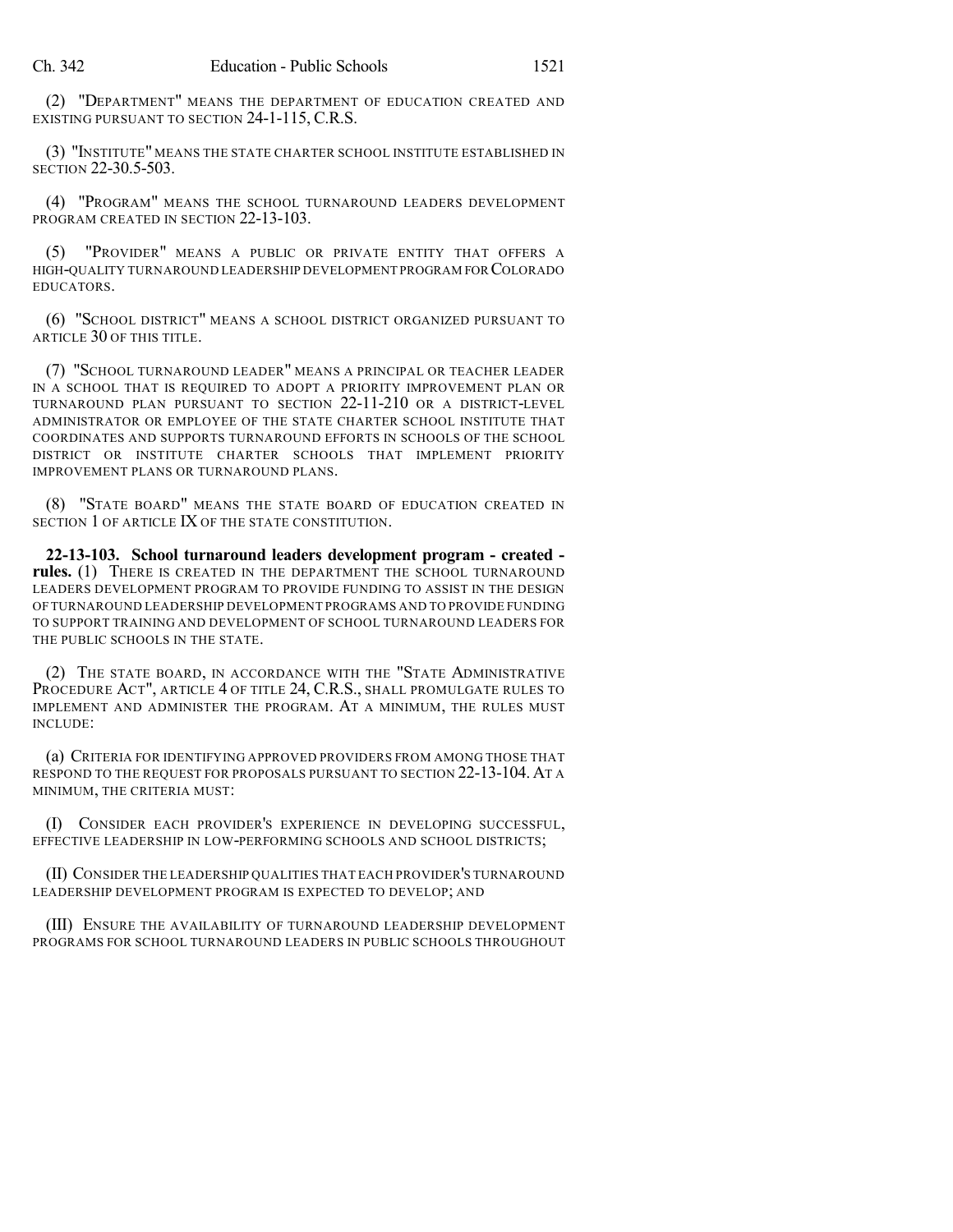(2) "DEPARTMENT" MEANS THE DEPARTMENT OF EDUCATION CREATED AND EXISTING PURSUANT TO SECTION 24-1-115, C.R.S.

(3) "INSTITUTE" MEANS THE STATE CHARTER SCHOOL INSTITUTE ESTABLISHED IN SECTION 22-30.5-503.

(4) "PROGRAM" MEANS THE SCHOOL TURNAROUND LEADERS DEVELOPMENT PROGRAM CREATED IN SECTION 22-13-103.

(5) "PROVIDER" MEANS A PUBLIC OR PRIVATE ENTITY THAT OFFERS A HIGH-QUALITY TURNAROUND LEADERSHIP DEVELOPMENT PROGRAM FOR COLORADO EDUCATORS.

(6) "SCHOOL DISTRICT" MEANS A SCHOOL DISTRICT ORGANIZED PURSUANT TO ARTICLE 30 OF THIS TITLE.

(7) "SCHOOL TURNAROUND LEADER" MEANS A PRINCIPAL OR TEACHER LEADER IN A SCHOOL THAT IS REQUIRED TO ADOPT A PRIORITY IMPROVEMENT PLAN OR TURNAROUND PLAN PURSUANT TO SECTION 22-11-210 OR A DISTRICT-LEVEL ADMINISTRATOR OR EMPLOYEE OF THE STATE CHARTER SCHOOL INSTITUTE THAT COORDINATES AND SUPPORTS TURNAROUND EFFORTS IN SCHOOLS OF THE SCHOOL DISTRICT OR INSTITUTE CHARTER SCHOOLS THAT IMPLEMENT PRIORITY IMPROVEMENT PLANS OR TURNAROUND PLANS.

(8) "STATE BOARD" MEANS THE STATE BOARD OF EDUCATION CREATED IN SECTION 1 OF ARTICLE IX OF THE STATE CONSTITUTION.

**22-13-103. School turnaround leaders development program - created - rules.** (1) THERE IS CREATED IN THE DEPARTMENT THE SCHOOL TURNAROUND LEADERS DEVELOPMENT PROGRAM TO PROVIDE FUNDING TO ASSIST IN THE DESIGN OF TURNAROUND LEADERSHIP DEVELOPMENT PROGRAMS AND TO PROVIDE FUNDING TO SUPPORT TRAINING AND DEVELOPMENT OF SCHOOL TURNAROUND LEADERS FOR THE PUBLIC SCHOOLS IN THE STATE.

(2) THE STATE BOARD, IN ACCORDANCE WITH THE "STATE ADMINISTRATIVE PROCEDURE ACT", ARTICLE 4 OF TITLE 24, C.R.S., SHALL PROMULGATE RULES TO IMPLEMENT AND ADMINISTER THE PROGRAM. AT A MINIMUM, THE RULES MUST INCLUDE:

(a) CRITERIA FOR IDENTIFYING APPROVED PROVIDERS FROM AMONG THOSE THAT RESPOND TO THE REQUEST FOR PROPOSALS PURSUANT TO SECTION 22-13-104. AT A MINIMUM, THE CRITERIA MUST:

(I) CONSIDER EACH PROVIDER'S EXPERIENCE IN DEVELOPING SUCCESSFUL, EFFECTIVE LEADERSHIP IN LOW-PERFORMING SCHOOLS AND SCHOOL DISTRICTS;

(II) CONSIDER THE LEADERSHIP QUALITIES THAT EACH PROVIDER'S TURNAROUND LEADERSHIP DEVELOPMENT PROGRAM IS EXPECTED TO DEVELOP; AND

(III) ENSURE THE AVAILABILITY OF TURNAROUND LEADERSHIP DEVELOPMENT PROGRAMS FOR SCHOOL TURNAROUND LEADERS IN PUBLIC SCHOOLS THROUGHOUT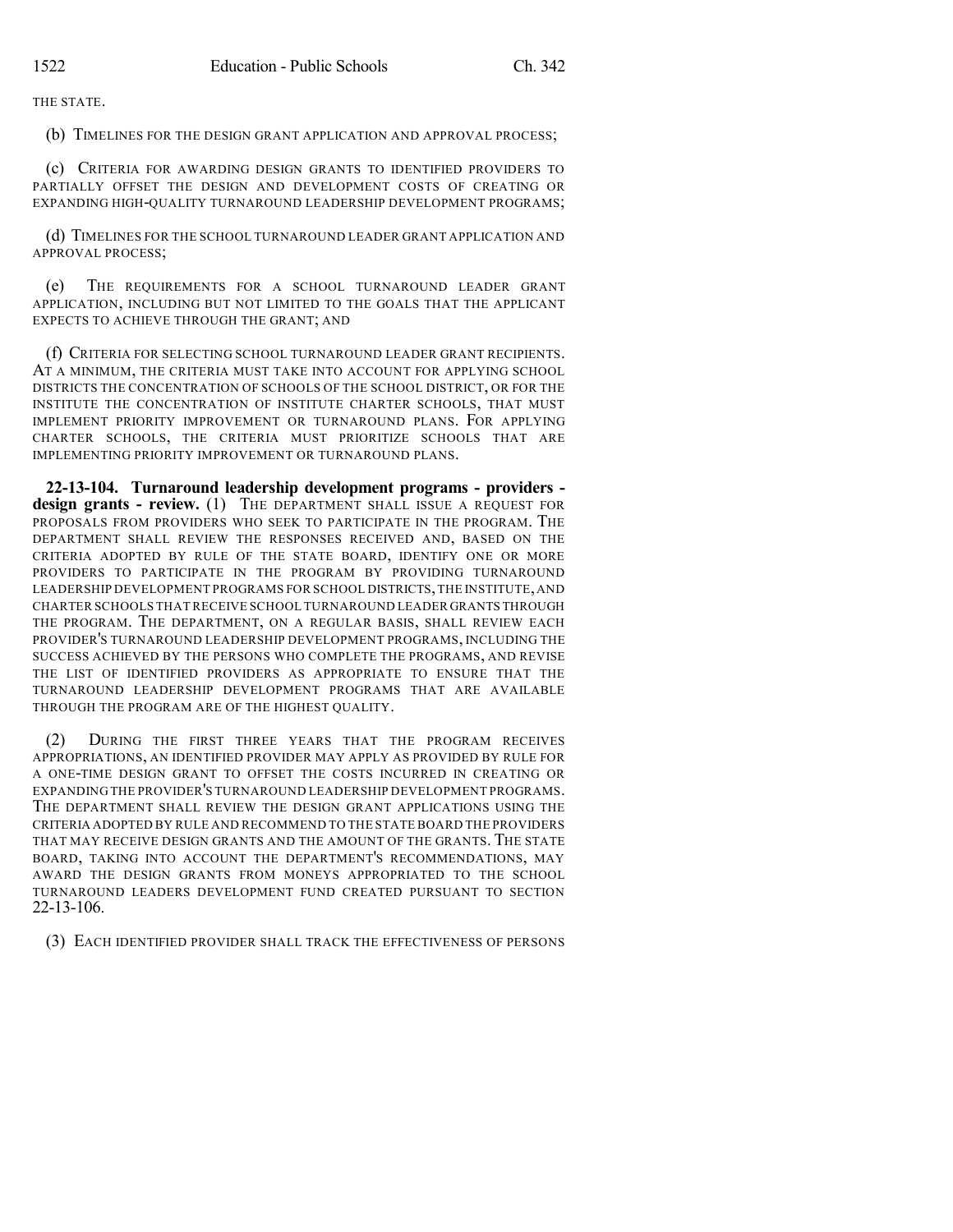THE STATE.

(b) TIMELINES FOR THE DESIGN GRANT APPLICATION AND APPROVAL PROCESS;

(c) CRITERIA FOR AWARDING DESIGN GRANTS TO IDENTIFIED PROVIDERS TO PARTIALLY OFFSET THE DESIGN AND DEVELOPMENT COSTS OF CREATING OR EXPANDING HIGH-QUALITY TURNAROUND LEADERSHIP DEVELOPMENT PROGRAMS;

(d) TIMELINES FOR THE SCHOOL TURNAROUND LEADER GRANT APPLICATION AND APPROVAL PROCESS;

(e) THE REQUIREMENTS FOR A SCHOOL TURNAROUND LEADER GRANT APPLICATION, INCLUDING BUT NOT LIMITED TO THE GOALS THAT THE APPLICANT EXPECTS TO ACHIEVE THROUGH THE GRANT; AND

(f) CRITERIA FOR SELECTING SCHOOL TURNAROUND LEADER GRANT RECIPIENTS. AT A MINIMUM, THE CRITERIA MUST TAKE INTO ACCOUNT FOR APPLYING SCHOOL DISTRICTS THE CONCENTRATION OF SCHOOLS OF THE SCHOOL DISTRICT, OR FOR THE INSTITUTE THE CONCENTRATION OF INSTITUTE CHARTER SCHOOLS, THAT MUST IMPLEMENT PRIORITY IMPROVEMENT OR TURNAROUND PLANS. FOR APPLYING CHARTER SCHOOLS, THE CRITERIA MUST PRIORITIZE SCHOOLS THAT ARE IMPLEMENTING PRIORITY IMPROVEMENT OR TURNAROUND PLANS.

**22-13-104. Turnaround leadership development programs - providers - design grants - review.** (1) THE DEPARTMENT SHALL ISSUE A REQUEST FOR PROPOSALS FROM PROVIDERS WHO SEEK TO PARTICIPATE IN THE PROGRAM. THE DEPARTMENT SHALL REVIEW THE RESPONSES RECEIVED AND, BASED ON THE CRITERIA ADOPTED BY RULE OF THE STATE BOARD, IDENTIFY ONE OR MORE PROVIDERS TO PARTICIPATE IN THE PROGRAM BY PROVIDING TURNAROUND LEADERSHIP DEVELOPMENT PROGRAMS FOR SCHOOL DISTRICTS, THE INSTITUTE, AND CHARTER SCHOOLS THAT RECEIVE SCHOOL TURNAROUND LEADER GRANTS THROUGH THE PROGRAM. THE DEPARTMENT, ON A REGULAR BASIS, SHALL REVIEW EACH PROVIDER'S TURNAROUND LEADERSHIP DEVELOPMENT PROGRAMS, INCLUDING THE SUCCESS ACHIEVED BY THE PERSONS WHO COMPLETE THE PROGRAMS, AND REVISE THE LIST OF IDENTIFIED PROVIDERS AS APPROPRIATE TO ENSURE THAT THE TURNAROUND LEADERSHIP DEVELOPMENT PROGRAMS THAT ARE AVAILABLE THROUGH THE PROGRAM ARE OF THE HIGHEST QUALITY.

(2) DURING THE FIRST THREE YEARS THAT THE PROGRAM RECEIVES APPROPRIATIONS, AN IDENTIFIED PROVIDER MAY APPLY AS PROVIDED BY RULE FOR A ONE-TIME DESIGN GRANT TO OFFSET THE COSTS INCURRED IN CREATING OR EXPANDING THE PROVIDER'S TURNAROUND LEADERSHIP DEVELOPMENT PROGRAMS. THE DEPARTMENT SHALL REVIEW THE DESIGN GRANT APPLICATIONS USING THE CRITERIA ADOPTED BY RULE AND RECOMMEND TO THE STATE BOARD THE PROVIDERS THAT MAY RECEIVE DESIGN GRANTS AND THE AMOUNT OF THE GRANTS. THE STATE BOARD, TAKING INTO ACCOUNT THE DEPARTMENT'S RECOMMENDATIONS, MAY AWARD THE DESIGN GRANTS FROM MONEYS APPROPRIATED TO THE SCHOOL TURNAROUND LEADERS DEVELOPMENT FUND CREATED PURSUANT TO SECTION 22-13-106.

(3) EACH IDENTIFIED PROVIDER SHALL TRACK THE EFFECTIVENESS OF PERSONS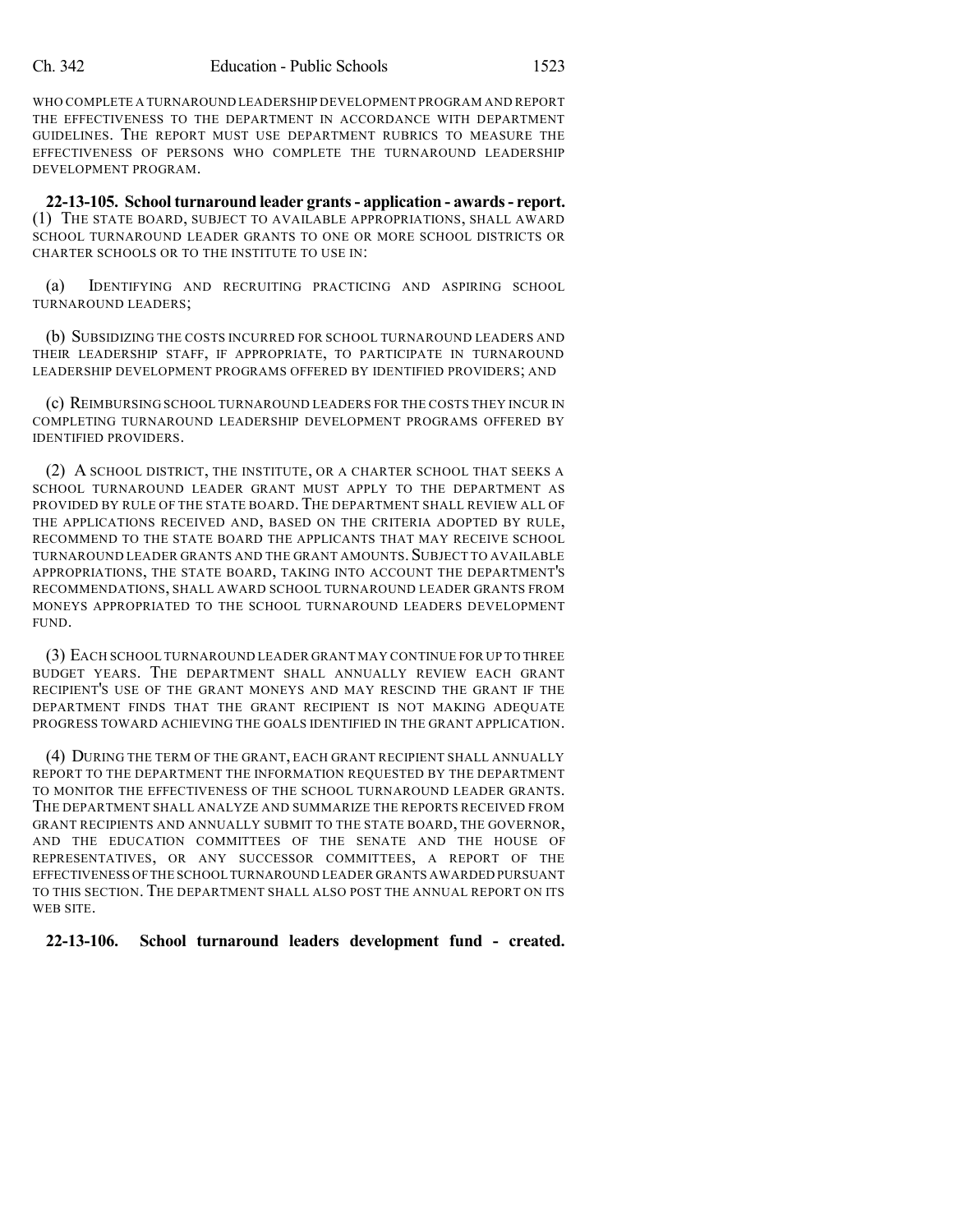WHO COMPLETE A TURNAROUND LEADERSHIP DEVELOPMENT PROGRAM AND REPORT THE EFFECTIVENESS TO THE DEPARTMENT IN ACCORDANCE WITH DEPARTMENT GUIDELINES. THE REPORT MUST USE DEPARTMENT RUBRICS TO MEASURE THE EFFECTIVENESS OF PERSONS WHO COMPLETE THE TURNAROUND LEADERSHIP DEVELOPMENT PROGRAM.

**22-13-105. School turnaround leader grants - application - awards - report.** (1) THE STATE BOARD, SUBJECT TO AVAILABLE APPROPRIATIONS, SHALL AWARD SCHOOL TURNAROUND LEADER GRANTS TO ONE OR MORE SCHOOL DISTRICTS OR CHARTER SCHOOLS OR TO THE INSTITUTE TO USE IN:

(a) IDENTIFYING AND RECRUITING PRACTICING AND ASPIRING SCHOOL TURNAROUND LEADERS;

(b) SUBSIDIZING THE COSTS INCURRED FOR SCHOOL TURNAROUND LEADERS AND THEIR LEADERSHIP STAFF, IF APPROPRIATE, TO PARTICIPATE IN TURNAROUND LEADERSHIP DEVELOPMENT PROGRAMS OFFERED BY IDENTIFIED PROVIDERS; AND

(c) REIMBURSING SCHOOL TURNAROUND LEADERS FOR THE COSTS THEY INCUR IN COMPLETING TURNAROUND LEADERSHIP DEVELOPMENT PROGRAMS OFFERED BY IDENTIFIED PROVIDERS.

(2) A SCHOOL DISTRICT, THE INSTITUTE, OR A CHARTER SCHOOL THAT SEEKS A SCHOOL TURNAROUND LEADER GRANT MUST APPLY TO THE DEPARTMENT AS PROVIDED BY RULE OF THE STATE BOARD. THE DEPARTMENT SHALL REVIEW ALL OF THE APPLICATIONS RECEIVED AND, BASED ON THE CRITERIA ADOPTED BY RULE, RECOMMEND TO THE STATE BOARD THE APPLICANTS THAT MAY RECEIVE SCHOOL TURNAROUND LEADER GRANTS AND THE GRANT AMOUNTS. SUBJECT TO AVAILABLE APPROPRIATIONS, THE STATE BOARD, TAKING INTO ACCOUNT THE DEPARTMENT'S RECOMMENDATIONS, SHALL AWARD SCHOOL TURNAROUND LEADER GRANTS FROM MONEYS APPROPRIATED TO THE SCHOOL TURNAROUND LEADERS DEVELOPMENT FUND.

(3) EACH SCHOOL TURNAROUND LEADER GRANT MAY CONTINUE FOR UP TO THREE BUDGET YEARS. THE DEPARTMENT SHALL ANNUALLY REVIEW EACH GRANT RECIPIENT'S USE OF THE GRANT MONEYS AND MAY RESCIND THE GRANT IF THE DEPARTMENT FINDS THAT THE GRANT RECIPIENT IS NOT MAKING ADEQUATE PROGRESS TOWARD ACHIEVING THE GOALS IDENTIFIED IN THE GRANT APPLICATION.

(4) DURING THE TERM OF THE GRANT, EACH GRANT RECIPIENT SHALL ANNUALLY REPORT TO THE DEPARTMENT THE INFORMATION REQUESTED BY THE DEPARTMENT TO MONITOR THE EFFECTIVENESS OF THE SCHOOL TURNAROUND LEADER GRANTS. THE DEPARTMENT SHALL ANALYZE AND SUMMARIZE THE REPORTS RECEIVED FROM GRANT RECIPIENTS AND ANNUALLY SUBMIT TO THE STATE BOARD, THE GOVERNOR, AND THE EDUCATION COMMITTEES OF THE SENATE AND THE HOUSE OF REPRESENTATIVES, OR ANY SUCCESSOR COMMITTEES, A REPORT OF THE EFFECTIVENESS OF THE SCHOOL TURNAROUND LEADER GRANTS AWARDED PURSUANT TO THIS SECTION. THE DEPARTMENT SHALL ALSO POST THE ANNUAL REPORT ON ITS WEB SITE.

**22-13-106. School turnaround leaders development fund - created.**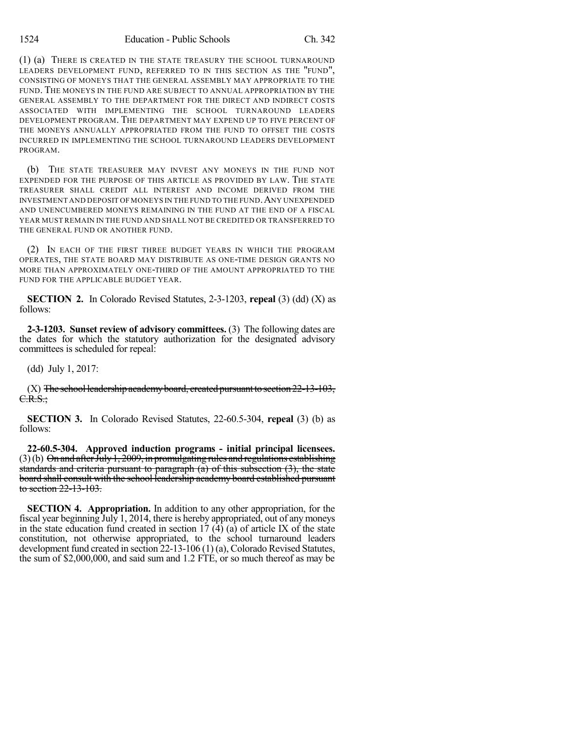(1) (a) THERE IS CREATED IN THE STATE TREASURY THE SCHOOL TURNAROUND LEADERS DEVELOPMENT FUND, REFERRED TO IN THIS SECTION AS THE "FUND", CONSISTING OF MONEYS THAT THE GENERAL ASSEMBLY MAY APPROPRIATE TO THE FUND. THE MONEYS IN THE FUND ARE SUBJECT TO ANNUAL APPROPRIATION BY THE GENERAL ASSEMBLY TO THE DEPARTMENT FOR THE DIRECT AND INDIRECT COSTS ASSOCIATED WITH IMPLEMENTING THE SCHOOL TURNAROUND LEADERS DEVELOPMENT PROGRAM. THE DEPARTMENT MAY EXPEND UP TO FIVE PERCENT OF THE MONEYS ANNUALLY APPROPRIATED FROM THE FUND TO OFFSET THE COSTS INCURRED IN IMPLEMENTING THE SCHOOL TURNAROUND LEADERS DEVELOPMENT PROGRAM.

(b) THE STATE TREASURER MAY INVEST ANY MONEYS IN THE FUND NOT EXPENDED FOR THE PURPOSE OF THIS ARTICLE AS PROVIDED BY LAW. THE STATE TREASURER SHALL CREDIT ALL INTEREST AND INCOME DERIVED FROM THE INVESTMENT AND DEPOSIT OF MONEYS IN THE FUND TO THE FUND. ANY UNEXPENDED AND UNENCUMBERED MONEYS REMAINING IN THE FUND AT THE END OF A FISCAL YEAR MUST REMAIN IN THE FUND AND SHALL NOT BE CREDITED OR TRANSFERRED TO THE GENERAL FUND OR ANOTHER FUND.

(2) IN EACH OF THE FIRST THREE BUDGET YEARS IN WHICH THE PROGRAM OPERATES, THE STATE BOARD MAY DISTRIBUTE AS ONE-TIME DESIGN GRANTS NO MORE THAN APPROXIMATELY ONE-THIRD OF THE AMOUNT APPROPRIATED TO THE FUND FOR THE APPLICABLE BUDGET YEAR.

**SECTION 2.** In Colorado Revised Statutes, 2-3-1203, **repeal** (3) (dd) (X) as follows:

**2-3-1203. Sunset review of advisory committees.** (3) The following dates are the dates for which the statutory authorization for the designated advisory committees is scheduled for repeal:

(dd) July 1, 2017:

(X) ~~The school leadership academy board, created pursuant to section 22-13-103, C.R.S.;~~

**SECTION 3.** In Colorado Revised Statutes, 22-60.5-304, **repeal** (3) (b) as follows:

**22-60.5-304. Approved induction programs - initial principal licensees.** (3) (b) ~~On and after July 1, 2009, in promulgating rules and regulations establishing standards and criteria pursuant to paragraph (a) of this subsection (3), the state board shall consult with the school leadership academy board established pursuant to section 22-13-103.~~

**SECTION 4. Appropriation.** In addition to any other appropriation, for the fiscal year beginning July 1, 2014, there is hereby appropriated, out of any moneys in the state education fund created in section 17 (4) (a) of article IX of the state constitution, not otherwise appropriated, to the school turnaround leaders development fund created in section 22-13-106 (1) (a), Colorado Revised Statutes, the sum of $2,000,000, and said sum and 1.2 FTE, or so much thereof as may be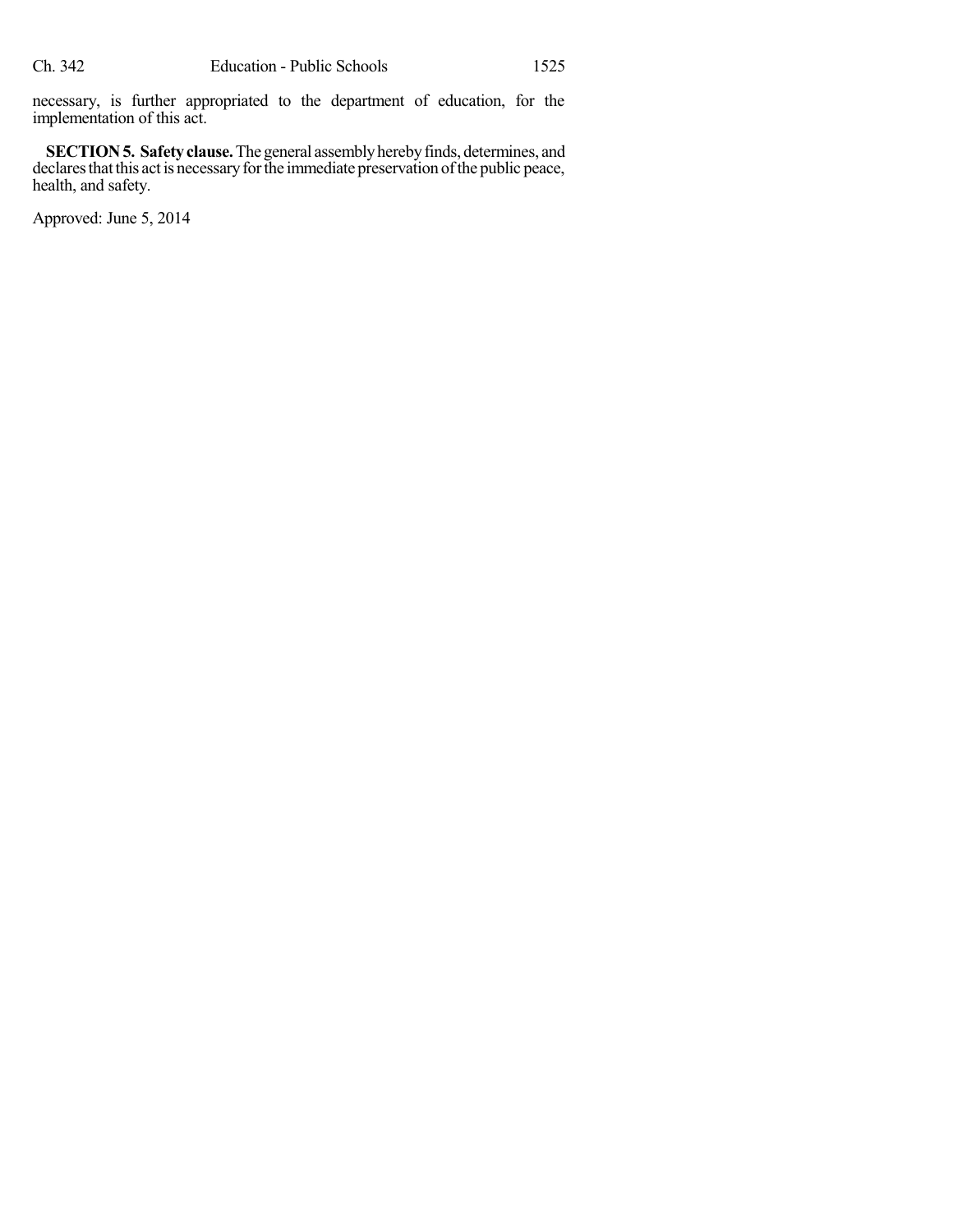necessary, is further appropriated to the department of education, for the implementation of this act.

**SECTION 5. Safety clause.** The general assembly hereby finds, determines, and declares that this act is necessary for the immediate preservation of the public peace, health, and safety.

Approved: June 5, 2014